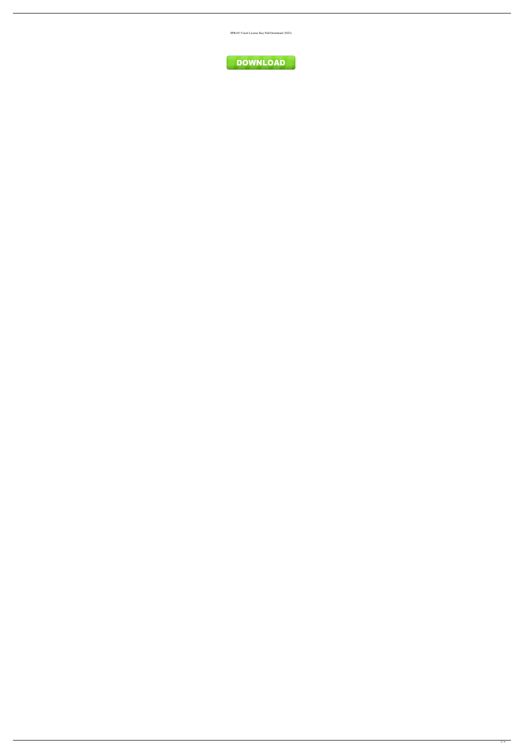SPRAY Crack License Key Full Download (2022)

DOWNLOAD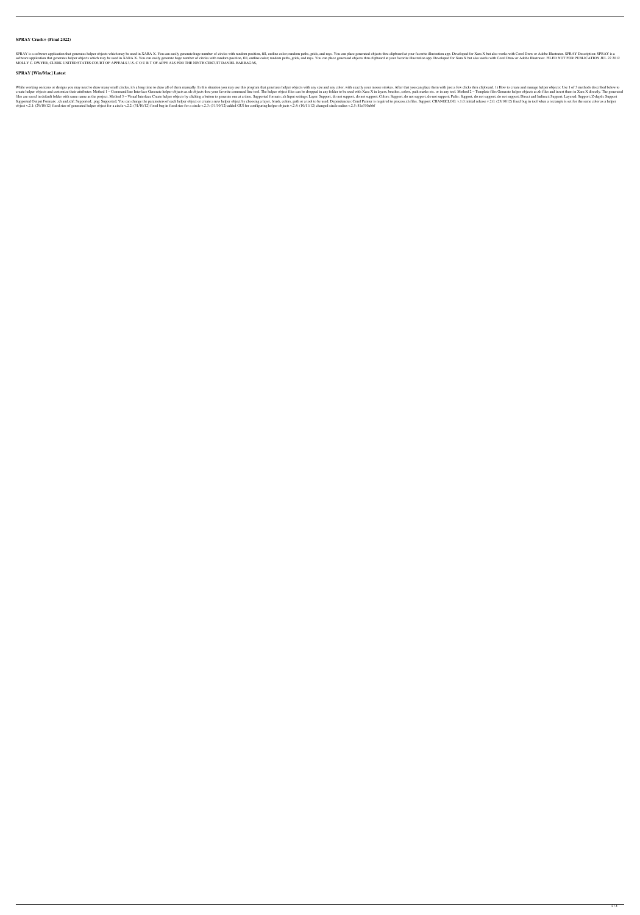## SPRAY Crack+ (Final 2022)

SPRAY is a software application that generates helper objects which may be used in XARA X. You can easily generate huge number of circles with random position, fill, outline color; random paths, grids, and rays. You can place generated objects thru clipboard at your favorite illustration app. Developed for Xara X but also works with Corel Draw or Adobe Illustrator. SPRAY Description: SPRAY is a software application that generates helper objects which may be used in XARA X. You can easily generate huge number of circles with random position, fill, outline color; random paths, grids, and rays. You can place generated objects thru clipboard at your favorite illustration app. Developed for Xara X but also works with Corel Draw or Adobe Illustrator. FILED NOT FOR PUBLICATION JUL 22 2012 MOLLY C. DWYER, CLERK UNITED STATES COURT OF APPEALS U.S. C O U R T OF APPE ALS FOR THE NINTH CIRCUIT DANIEL BARRAGAS,

## SPRAY [Win/Mac] Latest

While working on icons or designs you may need to draw many small circles, it's a long time to draw all of them manually. In this situation you may use this program that generates helper objects with any size and any color, with exactly your mouse strokes. After that you can place them with just a few clicks thru clipboard. 1) How to create and manage helper objects: Use 1 of 3 methods described below to create helper objects and customize their attributes: Method 1 – Command line Interface Generate helper objects as.xh objects thru your favorite command line tool. The helper object files can be dropped in any folder to be used with Xara X in layers, brushes, colors, path masks etc. or in any tool. Method 2 – Template files Generate helper objects as.xh files and insert them in Xara X directly. The generated files are saved in default folder with same name as the project. Method 3 – Visual Interface Create helper objects by clicking a button to generate one at a time. Supported formats:.xh Input settings: Layer: Support, do not support; Colors: Support, do not support, do not support; Paths: Support, do not support, do not support; Direct and Indirect: Support; Layered: Support; Z-depth: Support Supported Output Formats: .xh and.xhl: Supported; .png: Supported; You can change the parameters of each helper object or create a new helper object by choosing a layer, brush, colors, path or a tool to be used. Dependencies: Corel Painter is required to process.xh files. Support: CHANGELOG: v.1.0: initial release v.2.0: (23/10/12) fixed bug in tool when a rectangle is set for the same color as a helper object v.2.1: (29/10/12) fixed size of generated helper object for a circle v.2.2: (31/10/12) fixed bug in fixed size for a circle v.2.3: (31/10/12) added GUI for configuring helper objects v.2.4: (10/11/12) changed circle radius v.2.5: 81e310abbf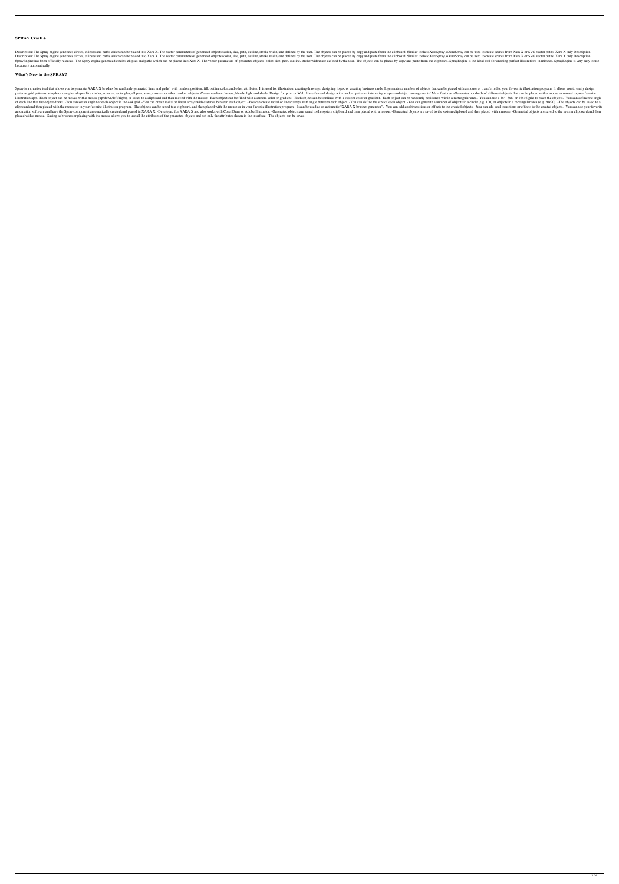## SPRAY Crack +

Description: The Spray engine generates circles, ellipses and paths which can be placed into Xara X. The vector parameters of generated objects (color, size, path, outline, stroke width) are defined by the user. The objects can be placed by copy and paste from the clipboard. Similar to the oXaraSpray, oXaraSpray can be used to create scenes from Xara X or SVG vector paths. Xara X only Description: Description: The Spray engine generates circles, ellipses and paths which can be placed into Xara X. The vector parameters of generated objects (color, size, path, outline, stroke width) are defined by the user. The objects can be placed by copy and paste from the clipboard. Similar to the oXaraSpray, oXaraSpray can be used to create scenes from Xara X or SVG vector paths. Xara X only Description: SprayEngine has been officially released! The Spray engine generated circles, ellipses and paths which can be placed into Xara X. The vector parameters of generated objects (color, size, path, outline, stroke width) are defined by the user. The objects can be placed by copy and paste from the clipboard. SprayEngine is the ideal tool for creating perfect illustrations in minutes. SprayEngine is very easy to use because it automatically

## What's New in the SPRAY?

Spray is a creative tool that allows you to generate XARA X brushes (or randomly generated lines and paths) with random position, fill, outline color, and other attributes. It is used for illustration, creating drawings, designing logos, or creating business cards. It generates a number of objects that can be placed with a mouse or transferred to your favourite illustration program. It allows you to easily design patterns, grid patterns, simple or complex shapes like circles, squares, rectangles, ellipses, stars, crosses, or other random objects. Create random clusters, blends, light and shade. Design for print or Web. Have fun and design with random patterns, interesting shapes and object arrangements! Main features: -Generates hundreds of different objects that can be placed with a mouse or moved to your favorite illustration app. -Each object can be moved with a mouse (up/down/left/right), or saved to a clipboard and then moved with the mouse. -Each object can be filled with a custom color or gradient. -Each object can be outlined with a custom color or gradient. -Each object can be randomly positioned within a rectangular area. -You can use a 4x4, 8x8, or 16x16 grid to place the objects. -You can define the angle of each line that the object draws. -You can set an angle for each object in the 4x4 grid. -You can create radial or linear arrays with distance between each object. -You can create radial or linear arrays with angle between each object. -You can define the size of each object. -You can generate a number of objects in a circle (e.g. 100) or objects in a rectangular area (e.g. 20x20). -The objects can be saved to a clipboard and then placed with the mouse or in your favorite illustration program. -The objects can be saved to a clipboard, and then placed with the mouse or in your favorite illustration program. -It can be used as an automatic "XARA X brushes generator". -You can add cool transitions or effects to the created objects. -You can add cool transitions or effects to the created objects. -You can use your favorite automation software and have the Spray component automatically created and placed in XARA X. -Developed for XARA X and also works with Corel Draw or Adobe Illustrator. -Generated objects are saved to the system clipboard and then placed with a mouse. -Generated objects are saved to the system clipboard and then placed with a mouse. -Generated objects are saved to the system clipboard and then placed with a mouse. -Saving as brushes or placing with the mouse allows you to use all the attributes of the generated objects and not only the attributes shown in the interface. -The objects can be saved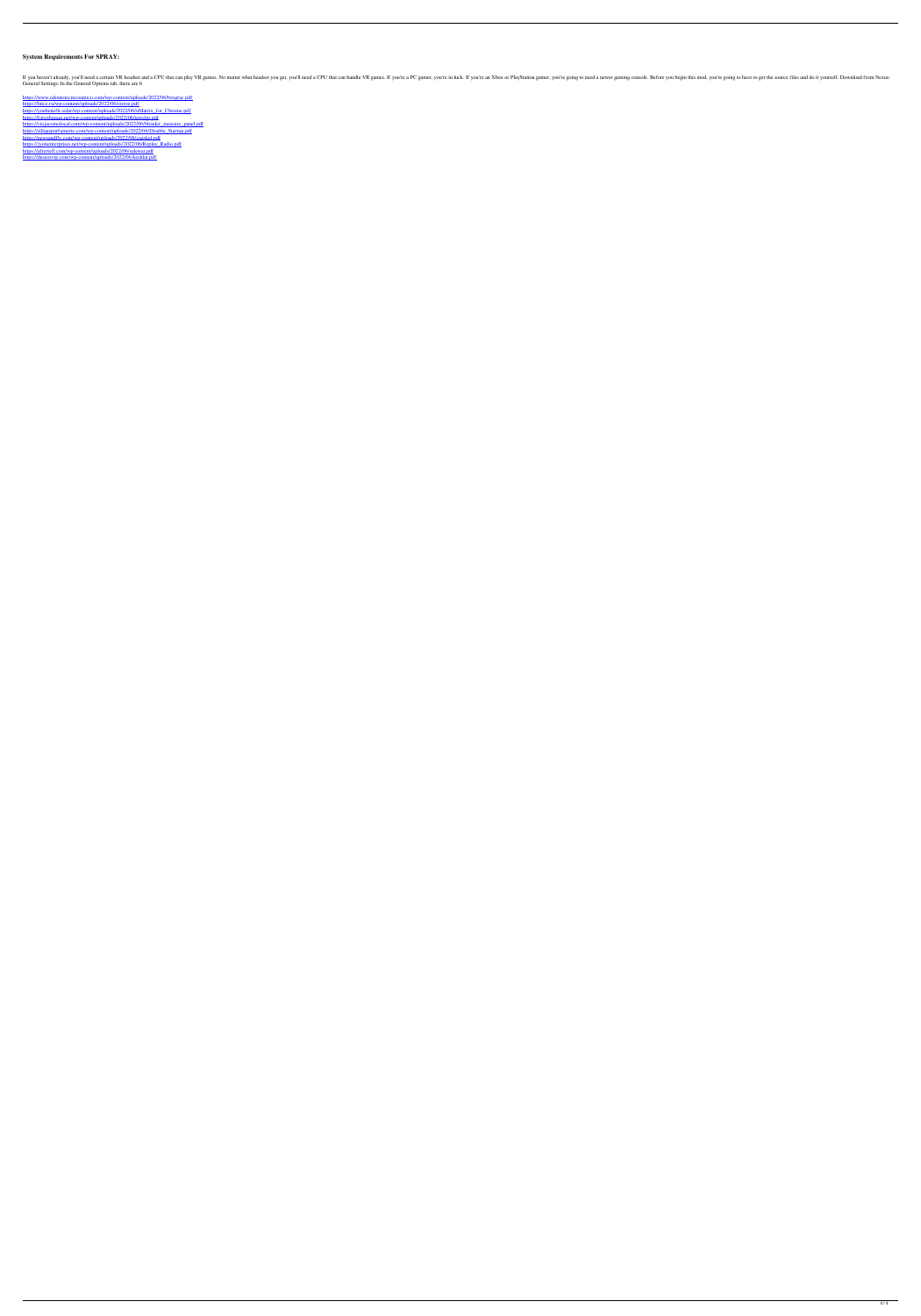### System Requirements For SPRAY:

If you haven't already, you'll need a certain VR headset and a CPU that can play VR games. No matter what headset you get, you'll need a CPU that can handle VR games. If you're a PC gamer, you're in luck. If you're an Xbox or PlayStation gamer, you're going to need a newer gaming console. Before you begin this mod, you're going to have to get the source files and do it yourself. Download from Nexus: General Settings: In the General Options tab, there are 6

https://www.edmontetecnicoassociados.com/wp-content/uploads/2022/06/broqrac.pdf
http://fatce.ru/wp-content/uploads/2022/06/sirrne.pdf
https://youbenefit.solar/wp-content/uploads/2022/06/xMatrix_for_Chrome.pdf
https://forexbazaar.net/wp-content/uploads/2022/06/zeralai.pdf
https://viajacomolocal.com/wp-content/uploads/2022/06/blender_measure_panel.pdf
https://villagegaumarie.com/wp-content/uploads/2022/06/Disable_Startup.pdf
https://newsandfly.com/wp-content/uploads/2022/06/carekel.pdf
https://jyotienterprises.net/wp-content/uploads/2022/06/Ripley_Radio.pdf
https://ufostuff.com/wp-content/uploads/2022/06/salewai.pdf
https://dieseloop.com/wp-content/uploads/2022/06/keshlat.pdf